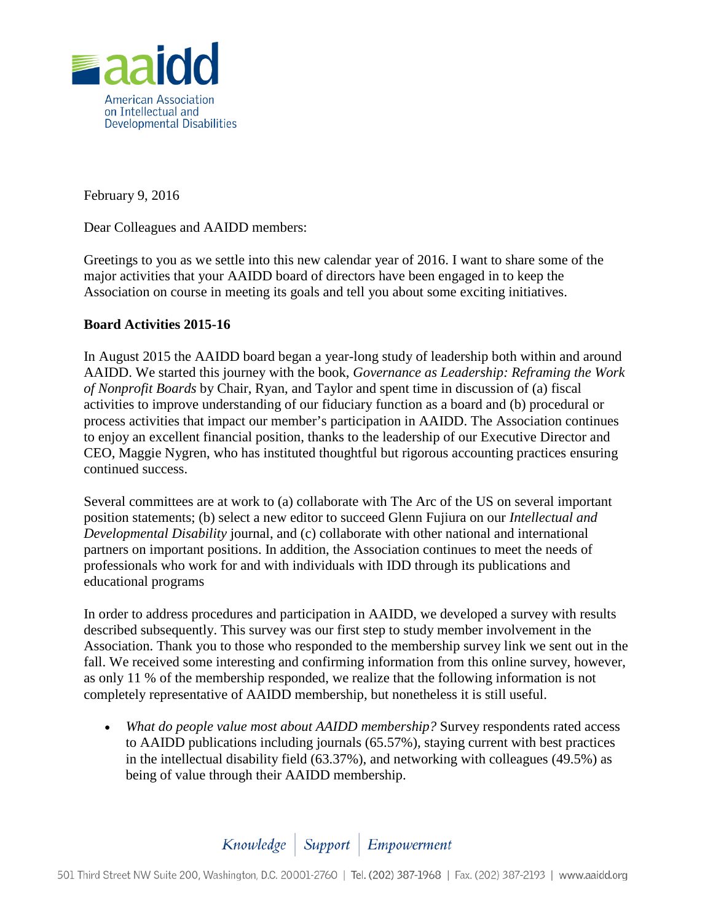aaidd

American Association on Intellectual and Developmental Disabilities

February 9, 2016

Dear Colleagues and AAIDD members:

Greetings to you as we settle into this new calendar year of 2016. I want to share some of the major activities that your AAIDD board of directors have been engaged in to keep the Association on course in meeting its goals and tell you about some exciting initiatives.

**Board Activities 2015-16**

In August 2015 the AAIDD board began a year-long study of leadership both within and around AAIDD. We started this journey with the book, *Governance as Leadership: Reframing the Work of Nonprofit Boards* by Chair, Ryan, and Taylor and spent time in discussion of (a) fiscal activities to improve understanding of our fiduciary function as a board and (b) procedural or process activities that impact our member's participation in AAIDD. The Association continues to enjoy an excellent financial position, thanks to the leadership of our Executive Director and CEO, Maggie Nygren, who has instituted thoughtful but rigorous accounting practices ensuring continued success.

Several committees are at work to (a) collaborate with The Arc of the US on several important position statements; (b) select a new editor to succeed Glenn Fujiura on our *Intellectual and Developmental Disability* journal, and (c) collaborate with other national and international partners on important positions. In addition, the Association continues to meet the needs of professionals who work for and with individuals with IDD through its publications and educational programs

In order to address procedures and participation in AAIDD, we developed a survey with results described subsequently. This survey was our first step to study member involvement in the Association. Thank you to those who responded to the membership survey link we sent out in the fall. We received some interesting and confirming information from this online survey, however, as only 11 % of the membership responded, we realize that the following information is not completely representative of AAIDD membership, but nonetheless it is still useful.

- *What do people value most about AAIDD membership?* Survey respondents rated access to AAIDD publications including journals (65.57%), staying current with best practices in the intellectual disability field (63.37%), and networking with colleagues (49.5%) as being of value through their AAIDD membership.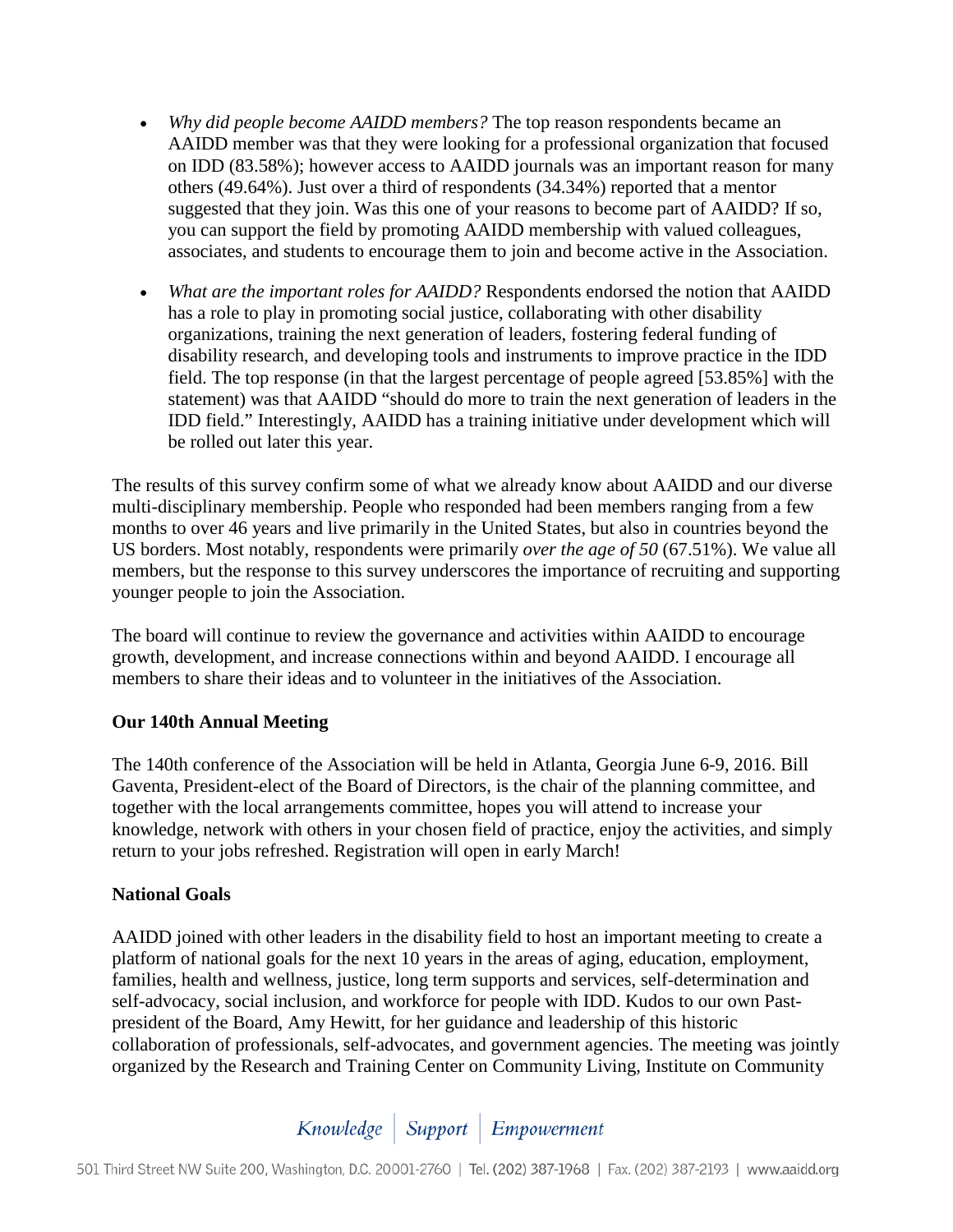- *Why did people become AAIDD members?* The top reason respondents became an AAIDD member was that they were looking for a professional organization that focused on IDD (83.58%); however access to AAIDD journals was an important reason for many others (49.64%). Just over a third of respondents (34.34%) reported that a mentor suggested that they join. Was this one of your reasons to become part of AAIDD? If so, you can support the field by promoting AAIDD membership with valued colleagues, associates, and students to encourage them to join and become active in the Association.

- *What are the important roles for AAIDD?* Respondents endorsed the notion that AAIDD has a role to play in promoting social justice, collaborating with other disability organizations, training the next generation of leaders, fostering federal funding of disability research, and developing tools and instruments to improve practice in the IDD field. The top response (in that the largest percentage of people agreed [53.85%] with the statement) was that AAIDD "should do more to train the next generation of leaders in the IDD field." Interestingly, AAIDD has a training initiative under development which will be rolled out later this year.

The results of this survey confirm some of what we already know about AAIDD and our diverse multi-disciplinary membership. People who responded had been members ranging from a few months to over 46 years and live primarily in the United States, but also in countries beyond the US borders. Most notably, respondents were primarily *over the age of 50* (67.51%). We value all members, but the response to this survey underscores the importance of recruiting and supporting younger people to join the Association.

The board will continue to review the governance and activities within AAIDD to encourage growth, development, and increase connections within and beyond AAIDD. I encourage all members to share their ideas and to volunteer in the initiatives of the Association.

**Our 140th Annual Meeting**

The 140th conference of the Association will be held in Atlanta, Georgia June 6-9, 2016. Bill Gaventa, President-elect of the Board of Directors, is the chair of the planning committee, and together with the local arrangements committee, hopes you will attend to increase your knowledge, network with others in your chosen field of practice, enjoy the activities, and simply return to your jobs refreshed. Registration will open in early March!

**National Goals**

AAIDD joined with other leaders in the disability field to host an important meeting to create a platform of national goals for the next 10 years in the areas of aging, education, employment, families, health and wellness, justice, long term supports and services, self-determination and self-advocacy, social inclusion, and workforce for people with IDD. Kudos to our own Past-president of the Board, Amy Hewitt, for her guidance and leadership of this historic collaboration of professionals, self-advocates, and government agencies. The meeting was jointly organized by the Research and Training Center on Community Living, Institute on Community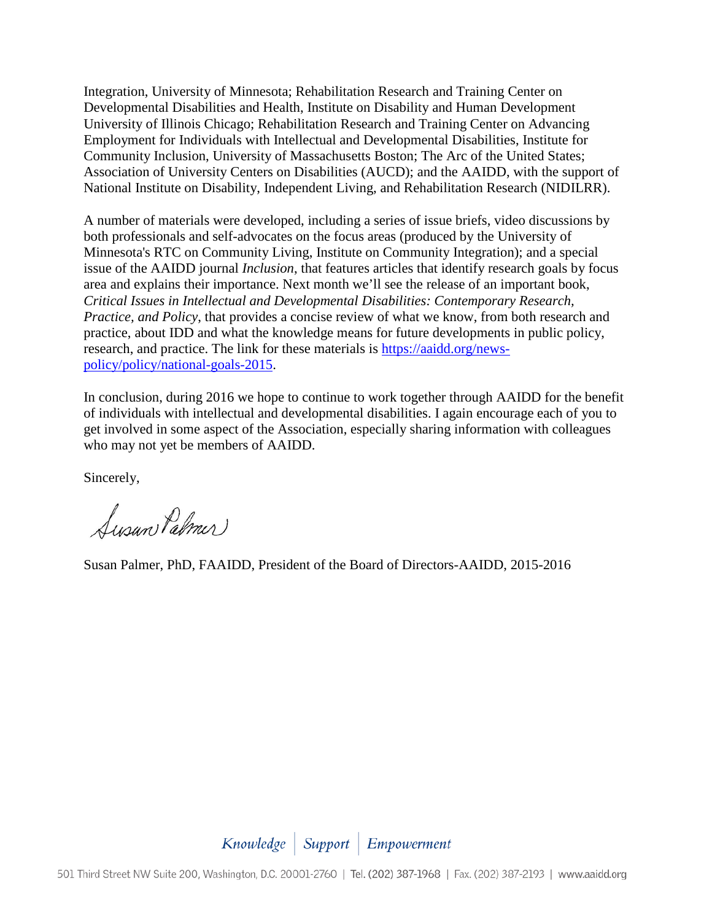Integration, University of Minnesota; Rehabilitation Research and Training Center on Developmental Disabilities and Health, Institute on Disability and Human Development University of Illinois Chicago; Rehabilitation Research and Training Center on Advancing Employment for Individuals with Intellectual and Developmental Disabilities, Institute for Community Inclusion, University of Massachusetts Boston; The Arc of the United States; Association of University Centers on Disabilities (AUCD); and the AAIDD, with the support of National Institute on Disability, Independent Living, and Rehabilitation Research (NIDILRR).

A number of materials were developed, including a series of issue briefs, video discussions by both professionals and self-advocates on the focus areas (produced by the University of Minnesota's RTC on Community Living, Institute on Community Integration); and a special issue of the AAIDD journal *Inclusion*, that features articles that identify research goals by focus area and explains their importance. Next month we'll see the release of an important book, *Critical Issues in Intellectual and Developmental Disabilities: Contemporary Research, Practice, and Policy*, that provides a concise review of what we know, from both research and practice, about IDD and what the knowledge means for future developments in public policy, research, and practice. The link for these materials is [https://aaidd.org/news-policy/policy/national-goals-2015](https://aaidd.org/news-policy/policy/national-goals-2015).

In conclusion, during 2016 we hope to continue to work together through AAIDD for the benefit of individuals with intellectual and developmental disabilities. I again encourage each of you to get involved in some aspect of the Association, especially sharing information with colleagues who may not yet be members of AAIDD.

Sincerely,

Susan Palmer

Susan Palmer, PhD, FAAIDD, President of the Board of Directors-AAIDD, 2015-2016

*Knowledge | Support | Empowerment*

501 Third Street NW Suite 200, Washington, D.C. 20001-2760 | Tel. (202) 387-1968 | Fax. (202) 387-2193 | www.aaidd.org